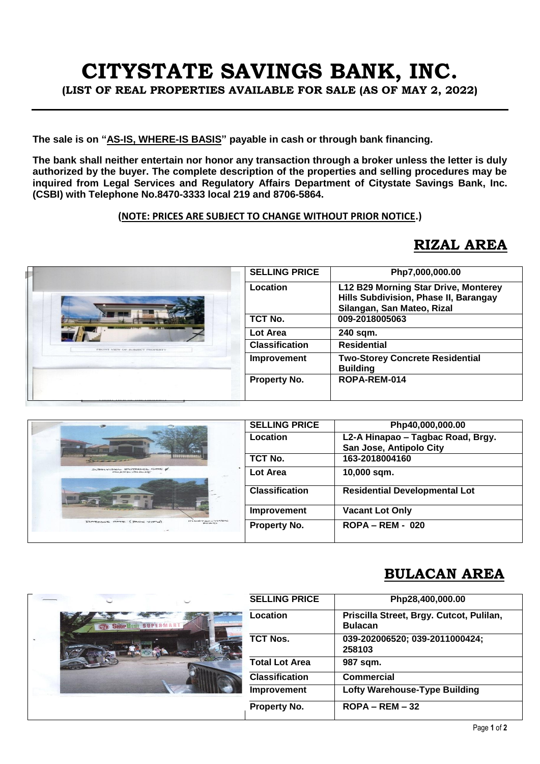# CITYSTATE SAVINGS BANK, INC.

**(LIST OF REAL PROPERTIES AVAILABLE FOR SALE (AS OF MAY 2, 2022)**

**The sale is on "AS-IS, WHERE-IS BASIS" payable in cash or through bank financing.**

**The bank shall neither entertain nor honor any transaction through a broker unless the letter is duly authorized by the buyer. The complete description of the properties and selling procedures may be inquired from Legal Services and Regulatory Affairs Department of Citystate Savings Bank, Inc. (CSBI) with Telephone No.8470-3333 local 219 and 8706-5864.**

**(NOTE: PRICES ARE SUBJECT TO CHANGE WITHOUT PRIOR NOTICE.)**

## RIZAL AREA

| SELLING PRICE | Php7,000,000.00 |
|---|---|
| Location | L12 B29 Morning Star Drive, Monterey Hills Subdivision, Phase II, Barangay Silangan, San Mateo, Rizal |
| TCT No. | 009-2018005063 |
| Lot Area | 240 sqm. |
| Classification | Residential |
| Improvement | Two-Storey Concrete Residential Building |
| Property No. | ROPA-REM-014 |

| SELLING PRICE | Php40,000,000.00 |
|---|---|
| Location | L2-A Hinapao – Tagbac Road, Brgy. San Jose, Antipolo City |
| TCT No. | 163-2018004160 |
| Lot Area | 10,000 sqm. |
| Classification | Residential Developmental Lot |
| Improvement | Vacant Lot Only |
| Property No. | ROPA – REM - 020 |

## BULACAN AREA

| SELLING PRICE | Php28,400,000.00 |
|---|---|
| Location | Priscilla Street, Brgy. Cutcot, Pulilan, Bulacan |
| TCT Nos. | 039-202006520; 039-2011000424; 258103 |
| Total Lot Area | 987 sqm. |
| Classification | Commercial |
| Improvement | Lofty Warehouse-Type Building |
| Property No. | ROPA – REM – 32 |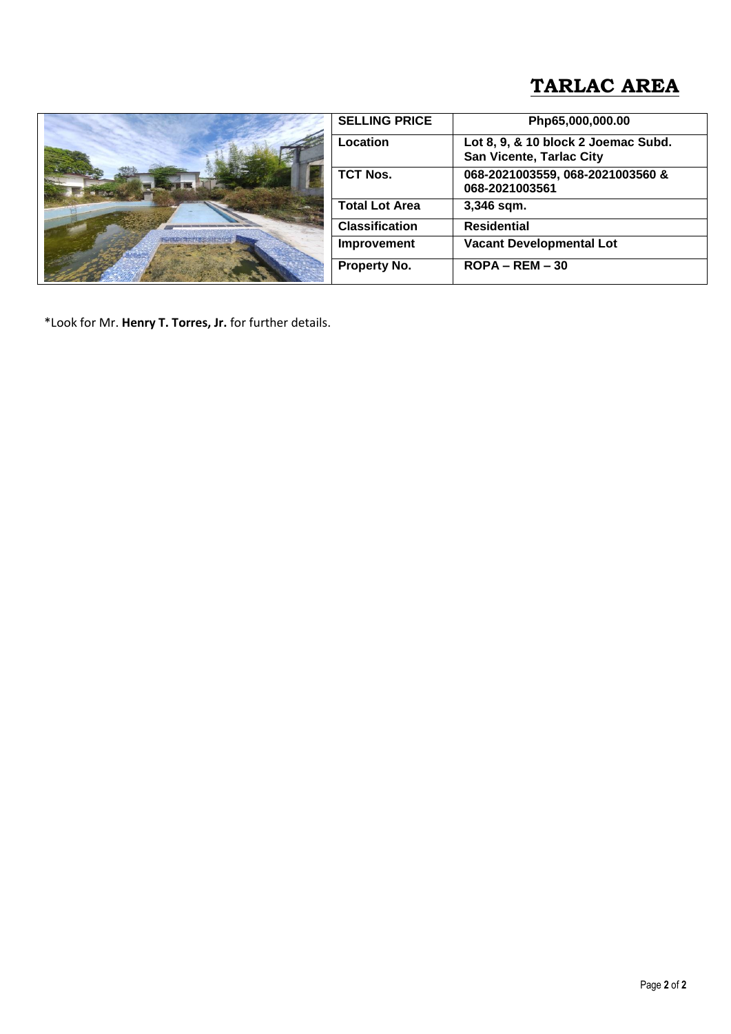# TARLAC AREA

| | |
|---|---|
| **SELLING PRICE** | **Php65,000,000.00** |
| **Location** | **Lot 8, 9, & 10 block 2 Joemac Subd. San Vicente, Tarlac City** |
| **TCT Nos.** | **068-2021003559, 068-2021003560 & 068-2021003561** |
| **Total Lot Area** | **3,346 sqm.** |
| **Classification** | **Residential** |
| **Improvement** | **Vacant Developmental Lot** |
| **Property No.** | **ROPA – REM – 30** |

*Look for Mr. **Henry T. Torres, Jr.** for further details.